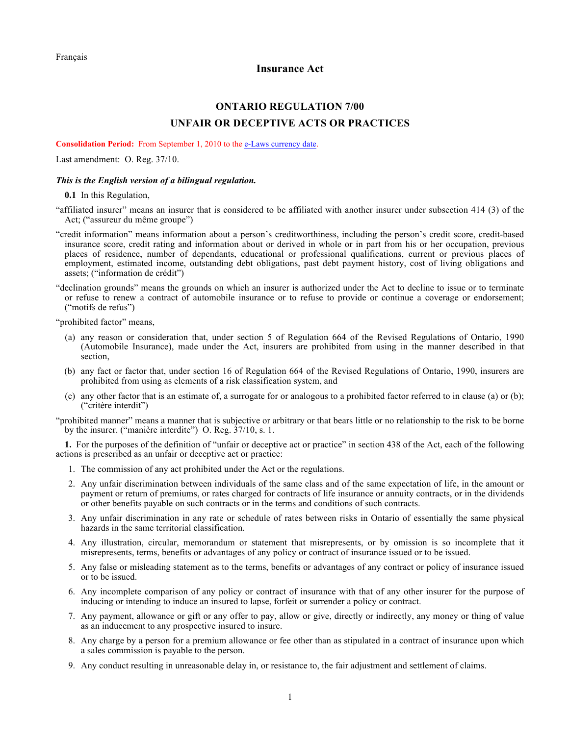Français

# Insurance Act

## ONTARIO REGULATION 7/00

## UNFAIR OR DECEPTIVE ACTS OR PRACTICES

**Consolidation Period:** From September 1, 2010 to the e-Laws currency date.

Last amendment: O. Reg. 37/10.

***This is the English version of a bilingual regulation.***

**0.1** In this Regulation,

"affiliated insurer" means an insurer that is considered to be affiliated with another insurer under subsection 414 (3) of the Act; ("assureur du même groupe")

"credit information" means information about a person's creditworthiness, including the person's credit score, credit-based insurance score, credit rating and information about or derived in whole or in part from his or her occupation, previous places of residence, number of dependants, educational or professional qualifications, current or previous places of employment, estimated income, outstanding debt obligations, past debt payment history, cost of living obligations and assets; ("information de crédit")

"declination grounds" means the grounds on which an insurer is authorized under the Act to decline to issue or to terminate or refuse to renew a contract of automobile insurance or to refuse to provide or continue a coverage or endorsement; ("motifs de refus")

"prohibited factor" means,

(a) any reason or consideration that, under section 5 of Regulation 664 of the Revised Regulations of Ontario, 1990 (Automobile Insurance), made under the Act, insurers are prohibited from using in the manner described in that section,

(b) any fact or factor that, under section 16 of Regulation 664 of the Revised Regulations of Ontario, 1990, insurers are prohibited from using as elements of a risk classification system, and

(c) any other factor that is an estimate of, a surrogate for or analogous to a prohibited factor referred to in clause (a) or (b); ("critère interdit")

"prohibited manner" means a manner that is subjective or arbitrary or that bears little or no relationship to the risk to be borne by the insurer. ("manière interdite") O. Reg. 37/10, s. 1.

**1.** For the purposes of the definition of "unfair or deceptive act or practice" in section 438 of the Act, each of the following actions is prescribed as an unfair or deceptive act or practice:

1. The commission of any act prohibited under the Act or the regulations.
2. Any unfair discrimination between individuals of the same class and of the same expectation of life, in the amount or payment or return of premiums, or rates charged for contracts of life insurance or annuity contracts, or in the dividends or other benefits payable on such contracts or in the terms and conditions of such contracts.
3. Any unfair discrimination in any rate or schedule of rates between risks in Ontario of essentially the same physical hazards in the same territorial classification.
4. Any illustration, circular, memorandum or statement that misrepresents, or by omission is so incomplete that it misrepresents, terms, benefits or advantages of any policy or contract of insurance issued or to be issued.
5. Any false or misleading statement as to the terms, benefits or advantages of any contract or policy of insurance issued or to be issued.
6. Any incomplete comparison of any policy or contract of insurance with that of any other insurer for the purpose of inducing or intending to induce an insured to lapse, forfeit or surrender a policy or contract.
7. Any payment, allowance or gift or any offer to pay, allow or give, directly or indirectly, any money or thing of value as an inducement to any prospective insured to insure.
8. Any charge by a person for a premium allowance or fee other than as stipulated in a contract of insurance upon which a sales commission is payable to the person.
9. Any conduct resulting in unreasonable delay in, or resistance to, the fair adjustment and settlement of claims.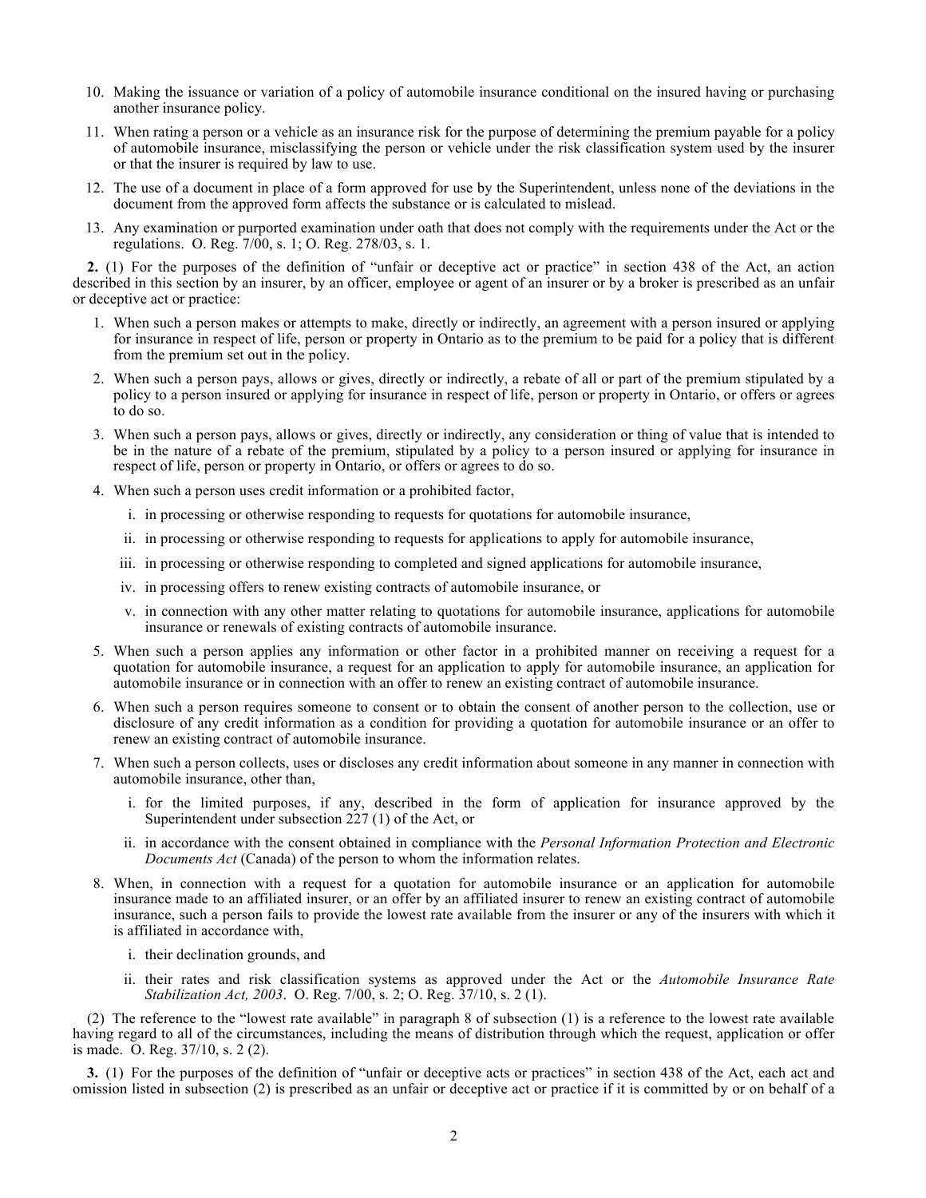10. Making the issuance or variation of a policy of automobile insurance conditional on the insured having or purchasing another insurance policy.
11. When rating a person or a vehicle as an insurance risk for the purpose of determining the premium payable for a policy of automobile insurance, misclassifying the person or vehicle under the risk classification system used by the insurer or that the insurer is required by law to use.
12. The use of a document in place of a form approved for use by the Superintendent, unless none of the deviations in the document from the approved form affects the substance or is calculated to mislead.
13. Any examination or purported examination under oath that does not comply with the requirements under the Act or the regulations. O. Reg. 7/00, s. 1; O. Reg. 278/03, s. 1.

**2.** (1) For the purposes of the definition of "unfair or deceptive act or practice" in section 438 of the Act, an action described in this section by an insurer, by an officer, employee or agent of an insurer or by a broker is prescribed as an unfair or deceptive act or practice:

1. When such a person makes or attempts to make, directly or indirectly, an agreement with a person insured or applying for insurance in respect of life, person or property in Ontario as to the premium to be paid for a policy that is different from the premium set out in the policy.
2. When such a person pays, allows or gives, directly or indirectly, a rebate of all or part of the premium stipulated by a policy to a person insured or applying for insurance in respect of life, person or property in Ontario, or offers or agrees to do so.
3. When such a person pays, allows or gives, directly or indirectly, any consideration or thing of value that is intended to be in the nature of a rebate of the premium, stipulated by a policy to a person insured or applying for insurance in respect of life, person or property in Ontario, or offers or agrees to do so.
4. When such a person uses credit information or a prohibited factor,
   i. in processing or otherwise responding to requests for quotations for automobile insurance,
   ii. in processing or otherwise responding to requests for applications to apply for automobile insurance,
   iii. in processing or otherwise responding to completed and signed applications for automobile insurance,
   iv. in processing offers to renew existing contracts of automobile insurance, or
   v. in connection with any other matter relating to quotations for automobile insurance, applications for automobile insurance or renewals of existing contracts of automobile insurance.
5. When such a person applies any information or other factor in a prohibited manner on receiving a request for a quotation for automobile insurance, a request for an application to apply for automobile insurance, an application for automobile insurance or in connection with an offer to renew an existing contract of automobile insurance.
6. When such a person requires someone to consent or to obtain the consent of another person to the collection, use or disclosure of any credit information as a condition for providing a quotation for automobile insurance or an offer to renew an existing contract of automobile insurance.
7. When such a person collects, uses or discloses any credit information about someone in any manner in connection with automobile insurance, other than,
   i. for the limited purposes, if any, described in the form of application for insurance approved by the Superintendent under subsection 227 (1) of the Act, or
   ii. in accordance with the consent obtained in compliance with the *Personal Information Protection and Electronic Documents Act* (Canada) of the person to whom the information relates.
8. When, in connection with a request for a quotation for automobile insurance or an application for automobile insurance made to an affiliated insurer, or an offer by an affiliated insurer to renew an existing contract of automobile insurance, such a person fails to provide the lowest rate available from the insurer or any of the insurers with which it is affiliated in accordance with,
   i. their declination grounds, and
   ii. their rates and risk classification systems as approved under the Act or the *Automobile Insurance Rate Stabilization Act, 2003*. O. Reg. 7/00, s. 2; O. Reg. 37/10, s. 2 (1).

(2) The reference to the "lowest rate available" in paragraph 8 of subsection (1) is a reference to the lowest rate available having regard to all of the circumstances, including the means of distribution through which the request, application or offer is made. O. Reg. 37/10, s. 2 (2).

**3.** (1) For the purposes of the definition of "unfair or deceptive acts or practices" in section 438 of the Act, each act and omission listed in subsection (2) is prescribed as an unfair or deceptive act or practice if it is committed by or on behalf of a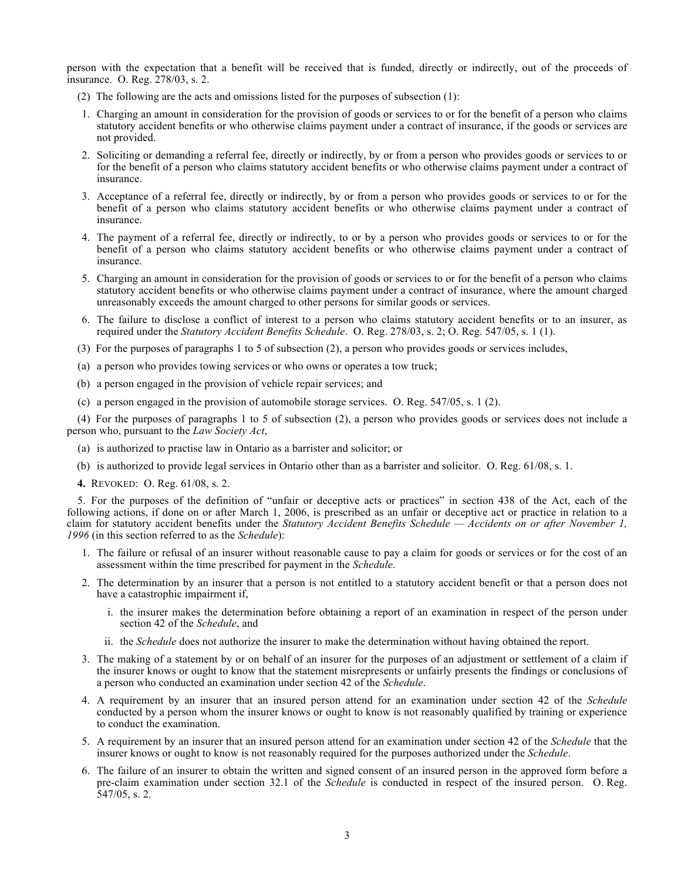person with the expectation that a benefit will be received that is funded, directly or indirectly, out of the proceeds of insurance. O. Reg. 278/03, s. 2.

(2) The following are the acts and omissions listed for the purposes of subsection (1):

1. Charging an amount in consideration for the provision of goods or services to or for the benefit of a person who claims statutory accident benefits or who otherwise claims payment under a contract of insurance, if the goods or services are not provided.
2. Soliciting or demanding a referral fee, directly or indirectly, by or from a person who provides goods or services to or for the benefit of a person who claims statutory accident benefits or who otherwise claims payment under a contract of insurance.
3. Acceptance of a referral fee, directly or indirectly, by or from a person who provides goods or services to or for the benefit of a person who claims statutory accident benefits or who otherwise claims payment under a contract of insurance.
4. The payment of a referral fee, directly or indirectly, to or by a person who provides goods or services to or for the benefit of a person who claims statutory accident benefits or who otherwise claims payment under a contract of insurance.
5. Charging an amount in consideration for the provision of goods or services to or for the benefit of a person who claims statutory accident benefits or who otherwise claims payment under a contract of insurance, where the amount charged unreasonably exceeds the amount charged to other persons for similar goods or services.
6. The failure to disclose a conflict of interest to a person who claims statutory accident benefits or to an insurer, as required under the *Statutory Accident Benefits Schedule*. O. Reg. 278/03, s. 2; O. Reg. 547/05, s. 1 (1).

(3) For the purposes of paragraphs 1 to 5 of subsection (2), a person who provides goods or services includes,

(a) a person who provides towing services or who owns or operates a tow truck;

(b) a person engaged in the provision of vehicle repair services; and

(c) a person engaged in the provision of automobile storage services. O. Reg. 547/05, s. 1 (2).

(4) For the purposes of paragraphs 1 to 5 of subsection (2), a person who provides goods or services does not include a person who, pursuant to the *Law Society Act*,

(a) is authorized to practise law in Ontario as a barrister and solicitor; or

(b) is authorized to provide legal services in Ontario other than as a barrister and solicitor. O. Reg. 61/08, s. 1.

**4.** REVOKED: O. Reg. 61/08, s. 2.

5. For the purposes of the definition of "unfair or deceptive acts or practices" in section 438 of the Act, each of the following actions, if done on or after March 1, 2006, is prescribed as an unfair or deceptive act or practice in relation to a claim for statutory accident benefits under the *Statutory Accident Benefits Schedule — Accidents on or after November 1, 1996* (in this section referred to as the *Schedule*):

1. The failure or refusal of an insurer without reasonable cause to pay a claim for goods or services or for the cost of an assessment within the time prescribed for payment in the *Schedule*.
2. The determination by an insurer that a person is not entitled to a statutory accident benefit or that a person does not have a catastrophic impairment if,
   i. the insurer makes the determination before obtaining a report of an examination in respect of the person under section 42 of the *Schedule*, and
   ii. the *Schedule* does not authorize the insurer to make the determination without having obtained the report.
3. The making of a statement by or on behalf of an insurer for the purposes of an adjustment or settlement of a claim if the insurer knows or ought to know that the statement misrepresents or unfairly presents the findings or conclusions of a person who conducted an examination under section 42 of the *Schedule*.
4. A requirement by an insurer that an insured person attend for an examination under section 42 of the *Schedule* conducted by a person whom the insurer knows or ought to know is not reasonably qualified by training or experience to conduct the examination.
5. A requirement by an insurer that an insured person attend for an examination under section 42 of the *Schedule* that the insurer knows or ought to know is not reasonably required for the purposes authorized under the *Schedule*.
6. The failure of an insurer to obtain the written and signed consent of an insured person in the approved form before a pre-claim examination under section 32.1 of the *Schedule* is conducted in respect of the insured person. O. Reg. 547/05, s. 2.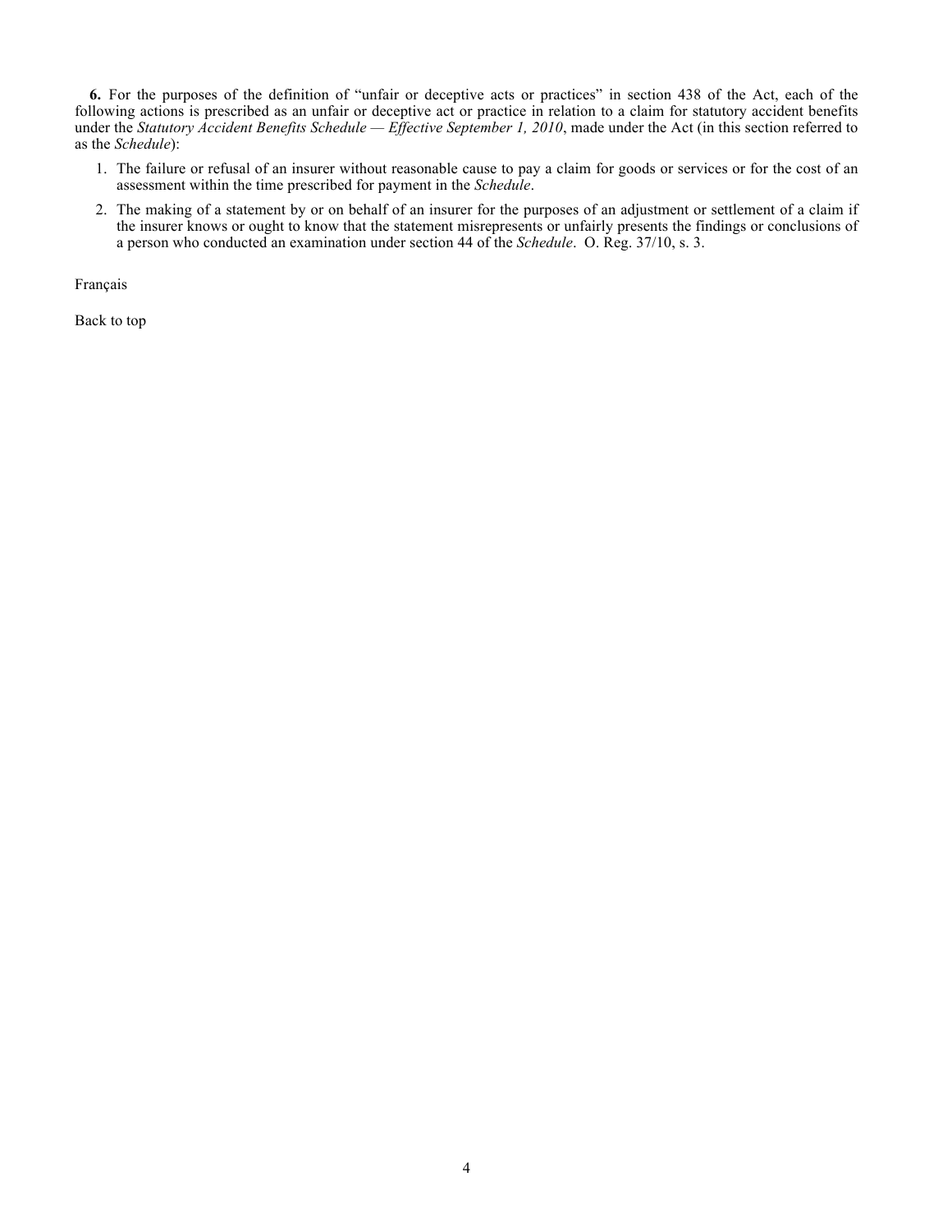**6.** For the purposes of the definition of "unfair or deceptive acts or practices" in section 438 of the Act, each of the following actions is prescribed as an unfair or deceptive act or practice in relation to a claim for statutory accident benefits under the *Statutory Accident Benefits Schedule — Effective September 1, 2010*, made under the Act (in this section referred to as the *Schedule*):

1. The failure or refusal of an insurer without reasonable cause to pay a claim for goods or services or for the cost of an assessment within the time prescribed for payment in the *Schedule*.
2. The making of a statement by or on behalf of an insurer for the purposes of an adjustment or settlement of a claim if the insurer knows or ought to know that the statement misrepresents or unfairly presents the findings or conclusions of a person who conducted an examination under section 44 of the *Schedule*. O. Reg. 37/10, s. 3.

Français

Back to top